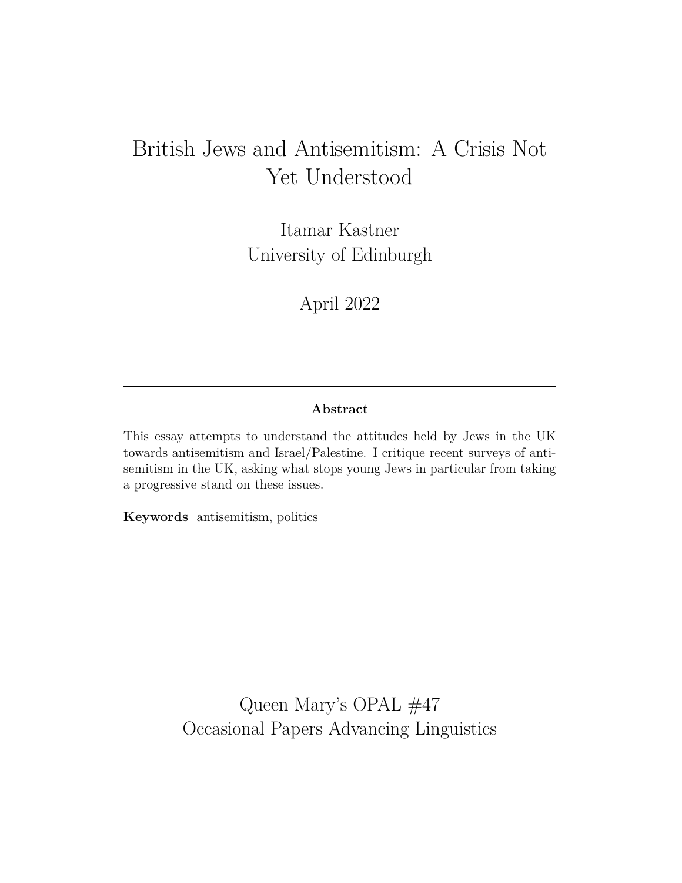# British Jews and Antisemitism: A Crisis Not Yet Understood

Itamar Kastner
University of Edinburgh

April 2022

---

**Abstract**

This essay attempts to understand the attitudes held by Jews in the UK towards antisemitism and Israel/Palestine. I critique recent surveys of antisemitism in the UK, asking what stops young Jews in particular from taking a progressive stand on these issues.

**Keywords** antisemitism, politics

---

Queen Mary's OPAL #47
Occasional Papers Advancing Linguistics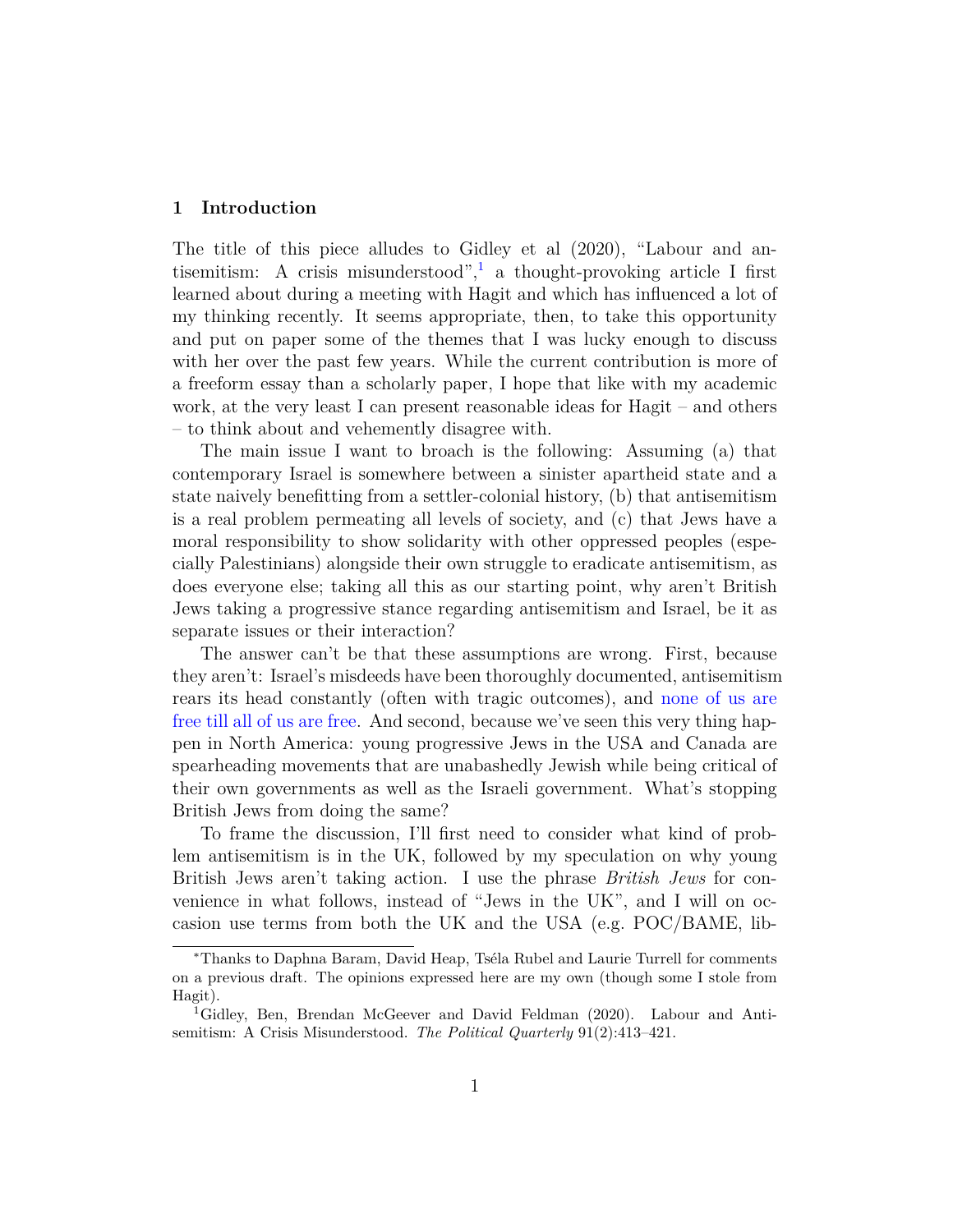## 1 Introduction

The title of this piece alludes to Gidley et al (2020), "Labour and antisemitism: A crisis misunderstood",[1] a thought-provoking article I first learned about during a meeting with Hagit and which has influenced a lot of my thinking recently. It seems appropriate, then, to take this opportunity and put on paper some of the themes that I was lucky enough to discuss with her over the past few years. While the current contribution is more of a freeform essay than a scholarly paper, I hope that like with my academic work, at the very least I can present reasonable ideas for Hagit – and others – to think about and vehemently disagree with.

The main issue I want to broach is the following: Assuming (a) that contemporary Israel is somewhere between a sinister apartheid state and a state naively benefitting from a settler-colonial history, (b) that antisemitism is a real problem permeating all levels of society, and (c) that Jews have a moral responsibility to show solidarity with other oppressed peoples (especially Palestinians) alongside their own struggle to eradicate antisemitism, as does everyone else; taking all this as our starting point, why aren't British Jews taking a progressive stance regarding antisemitism and Israel, be it as separate issues or their interaction?

The answer can't be that these assumptions are wrong. First, because they aren't: Israel's misdeeds have been thoroughly documented, antisemitism rears its head constantly (often with tragic outcomes), and none of us are free till all of us are free. And second, because we've seen this very thing happen in North America: young progressive Jews in the USA and Canada are spearheading movements that are unabashedly Jewish while being critical of their own governments as well as the Israeli government. What's stopping British Jews from doing the same?

To frame the discussion, I'll first need to consider what kind of problem antisemitism is in the UK, followed by my speculation on why young British Jews aren't taking action. I use the phrase *British Jews* for convenience in what follows, instead of "Jews in the UK", and I will on occasion use terms from both the UK and the USA (e.g. POC/BAME, lib-

---

*Thanks to Daphna Baram, David Heap, Tséla Rubel and Laurie Turrell for comments on a previous draft. The opinions expressed here are my own (though some I stole from Hagit).

[1] Gidley, Ben, Brendan McGeever and David Feldman (2020). Labour and Antisemitism: A Crisis Misunderstood. *The Political Quarterly* 91(2):413–421.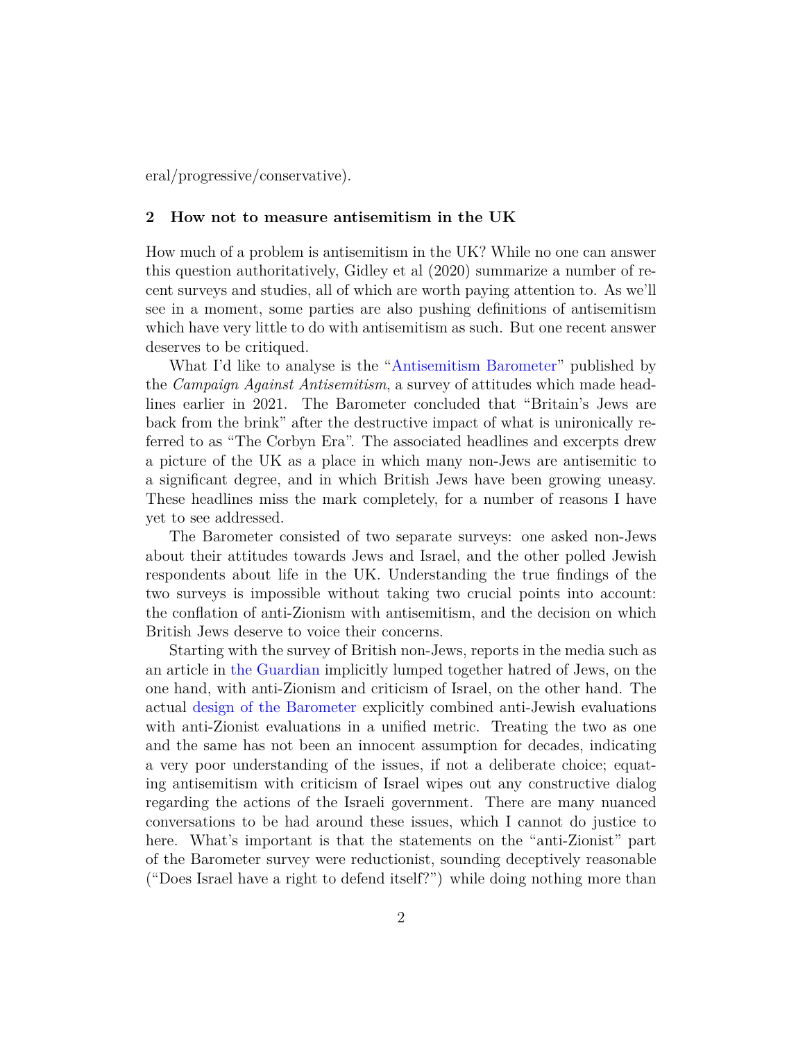eral/progressive/conservative).

## 2 How not to measure antisemitism in the UK

How much of a problem is antisemitism in the UK? While no one can answer this question authoritatively, Gidley et al (2020) summarize a number of recent surveys and studies, all of which are worth paying attention to. As we'll see in a moment, some parties are also pushing definitions of antisemitism which have very little to do with antisemitism as such. But one recent answer deserves to be critiqued.

What I'd like to analyse is the "Antisemitism Barometer" published by the *Campaign Against Antisemitism*, a survey of attitudes which made headlines earlier in 2021. The Barometer concluded that "Britain's Jews are back from the brink" after the destructive impact of what is unironically referred to as "The Corbyn Era". The associated headlines and excerpts drew a picture of the UK as a place in which many non-Jews are antisemitic to a significant degree, and in which British Jews have been growing uneasy. These headlines miss the mark completely, for a number of reasons I have yet to see addressed.

The Barometer consisted of two separate surveys: one asked non-Jews about their attitudes towards Jews and Israel, and the other polled Jewish respondents about life in the UK. Understanding the true findings of the two surveys is impossible without taking two crucial points into account: the conflation of anti-Zionism with antisemitism, and the decision on which British Jews deserve to voice their concerns.

Starting with the survey of British non-Jews, reports in the media such as an article in the Guardian implicitly lumped together hatred of Jews, on the one hand, with anti-Zionism and criticism of Israel, on the other hand. The actual design of the Barometer explicitly combined anti-Jewish evaluations with anti-Zionist evaluations in a unified metric. Treating the two as one and the same has not been an innocent assumption for decades, indicating a very poor understanding of the issues, if not a deliberate choice; equating antisemitism with criticism of Israel wipes out any constructive dialog regarding the actions of the Israeli government. There are many nuanced conversations to be had around these issues, which I cannot do justice to here. What's important is that the statements on the "anti-Zionist" part of the Barometer survey were reductionist, sounding deceptively reasonable ("Does Israel have a right to defend itself?") while doing nothing more than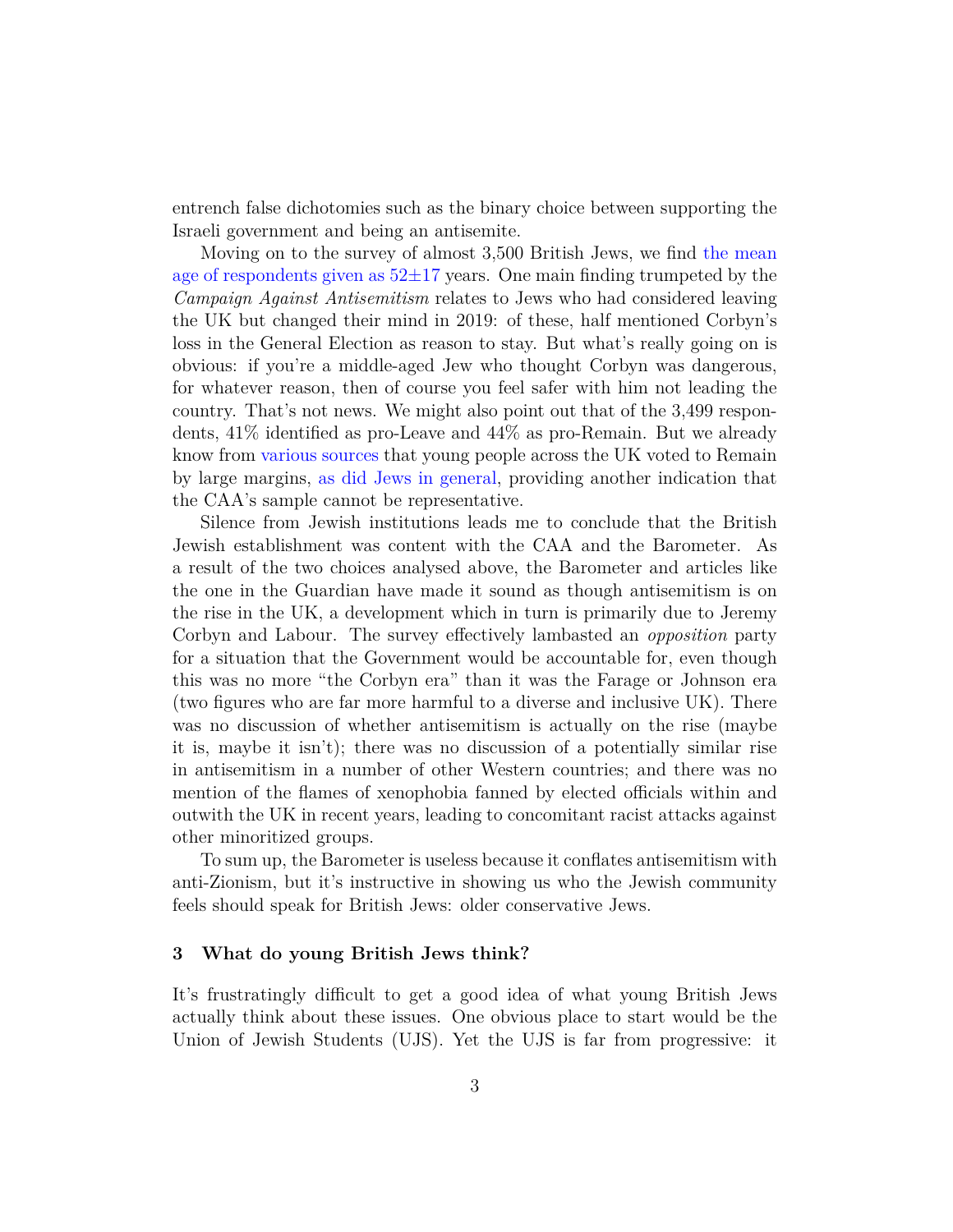entrench false dichotomies such as the binary choice between supporting the Israeli government and being an antisemite.

Moving on to the survey of almost 3,500 British Jews, we find the mean age of respondents given as $52 \pm 17$ years. One main finding trumpeted by the *Campaign Against Antisemitism* relates to Jews who had considered leaving the UK but changed their mind in 2019: of these, half mentioned Corbyn's loss in the General Election as reason to stay. But what's really going on is obvious: if you're a middle-aged Jew who thought Corbyn was dangerous, for whatever reason, then of course you feel safer with him not leading the country. That's not news. We might also point out that of the 3,499 respondents, 41% identified as pro-Leave and 44% as pro-Remain. But we already know from various sources that young people across the UK voted to Remain by large margins, as did Jews in general, providing another indication that the CAA's sample cannot be representative.

Silence from Jewish institutions leads me to conclude that the British Jewish establishment was content with the CAA and the Barometer. As a result of the two choices analysed above, the Barometer and articles like the one in the Guardian have made it sound as though antisemitism is on the rise in the UK, a development which in turn is primarily due to Jeremy Corbyn and Labour. The survey effectively lambasted an *opposition* party for a situation that the Government would be accountable for, even though this was no more "the Corbyn era" than it was the Farage or Johnson era (two figures who are far more harmful to a diverse and inclusive UK). There was no discussion of whether antisemitism is actually on the rise (maybe it is, maybe it isn't); there was no discussion of a potentially similar rise in antisemitism in a number of other Western countries; and there was no mention of the flames of xenophobia fanned by elected officials within and outwith the UK in recent years, leading to concomitant racist attacks against other minoritized groups.

To sum up, the Barometer is useless because it conflates antisemitism with anti-Zionism, but it's instructive in showing us who the Jewish community feels should speak for British Jews: older conservative Jews.

## 3 What do young British Jews think?

It's frustratingly difficult to get a good idea of what young British Jews actually think about these issues. One obvious place to start would be the Union of Jewish Students (UJS). Yet the UJS is far from progressive: it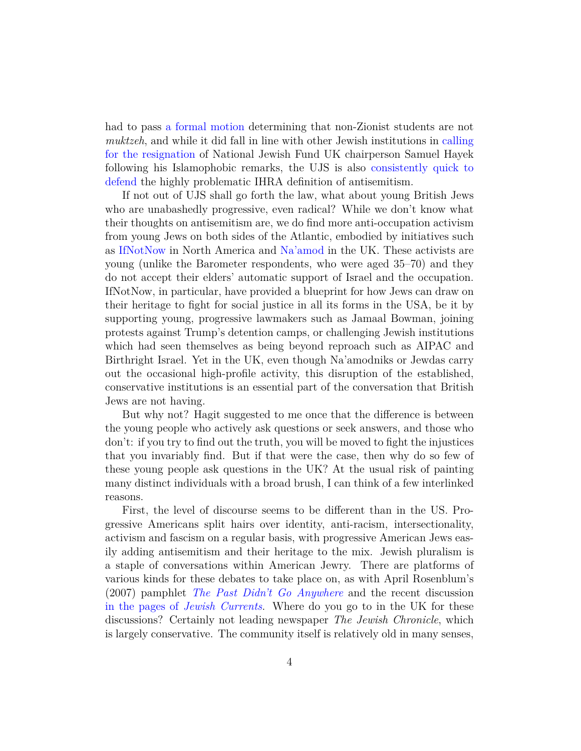had to pass a formal motion determining that non-Zionist students are not *muktzeh*, and while it did fall in line with other Jewish institutions in calling for the resignation of National Jewish Fund UK chairperson Samuel Hayek following his Islamophobic remarks, the UJS is also consistently quick to defend the highly problematic IHRA definition of antisemitism.

If not out of UJS shall go forth the law, what about young British Jews who are unabashedly progressive, even radical? While we don't know what their thoughts on antisemitism are, we do find more anti-occupation activism from young Jews on both sides of the Atlantic, embodied by initiatives such as IfNotNow in North America and Na'amod in the UK. These activists are young (unlike the Barometer respondents, who were aged 35–70) and they do not accept their elders' automatic support of Israel and the occupation. IfNotNow, in particular, have provided a blueprint for how Jews can draw on their heritage to fight for social justice in all its forms in the USA, be it by supporting young, progressive lawmakers such as Jamaal Bowman, joining protests against Trump's detention camps, or challenging Jewish institutions which had seen themselves as being beyond reproach such as AIPAC and Birthright Israel. Yet in the UK, even though Na'amodniks or Jewdas carry out the occasional high-profile activity, this disruption of the established, conservative institutions is an essential part of the conversation that British Jews are not having.

But why not? Hagit suggested to me once that the difference is between the young people who actively ask questions or seek answers, and those who don't: if you try to find out the truth, you will be moved to fight the injustices that you invariably find. But if that were the case, then why do so few of these young people ask questions in the UK? At the usual risk of painting many distinct individuals with a broad brush, I can think of a few interlinked reasons.

First, the level of discourse seems to be different than in the US. Progressive Americans split hairs over identity, anti-racism, intersectionality, activism and fascism on a regular basis, with progressive American Jews easily adding antisemitism and their heritage to the mix. Jewish pluralism is a staple of conversations within American Jewry. There are platforms of various kinds for these debates to take place on, as with April Rosenblum's (2007) pamphlet *The Past Didn't Go Anywhere* and the recent discussion in the pages of *Jewish Currents*. Where do you go to in the UK for these discussions? Certainly not leading newspaper *The Jewish Chronicle*, which is largely conservative. The community itself is relatively old in many senses,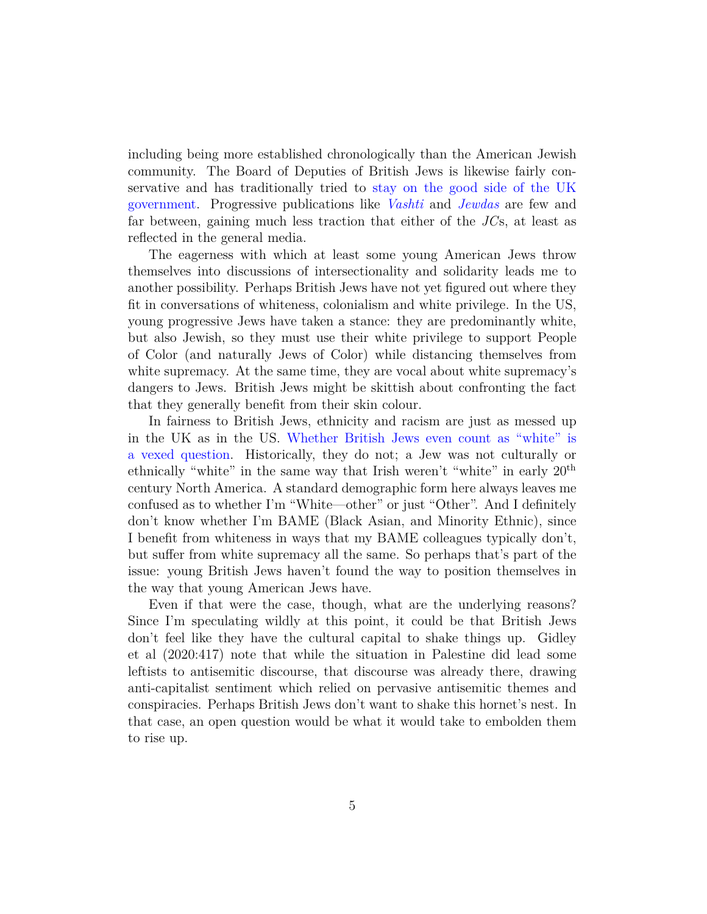including being more established chronologically than the American Jewish community. The Board of Deputies of British Jews is likewise fairly conservative and has traditionally tried to stay on the good side of the UK government. Progressive publications like *Vashti* and *Jewdas* are few and far between, gaining much less traction that either of the *JC*s, at least as reflected in the general media.

The eagerness with which at least some young American Jews throw themselves into discussions of intersectionality and solidarity leads me to another possibility. Perhaps British Jews have not yet figured out where they fit in conversations of whiteness, colonialism and white privilege. In the US, young progressive Jews have taken a stance: they are predominantly white, but also Jewish, so they must use their white privilege to support People of Color (and naturally Jews of Color) while distancing themselves from white supremacy. At the same time, they are vocal about white supremacy's dangers to Jews. British Jews might be skittish about confronting the fact that they generally benefit from their skin colour.

In fairness to British Jews, ethnicity and racism are just as messed up in the UK as in the US. Whether British Jews even count as "white" is a vexed question. Historically, they do not; a Jew was not culturally or ethnically "white" in the same way that Irish weren't "white" in early 20th century North America. A standard demographic form here always leaves me confused as to whether I'm "White—other" or just "Other". And I definitely don't know whether I'm BAME (Black Asian, and Minority Ethnic), since I benefit from whiteness in ways that my BAME colleagues typically don't, but suffer from white supremacy all the same. So perhaps that's part of the issue: young British Jews haven't found the way to position themselves in the way that young American Jews have.

Even if that were the case, though, what are the underlying reasons? Since I'm speculating wildly at this point, it could be that British Jews don't feel like they have the cultural capital to shake things up. Gidley et al (2020:417) note that while the situation in Palestine did lead some leftists to antisemitic discourse, that discourse was already there, drawing anti-capitalist sentiment which relied on pervasive antisemitic themes and conspiracies. Perhaps British Jews don't want to shake this hornet's nest. In that case, an open question would be what it would take to embolden them to rise up.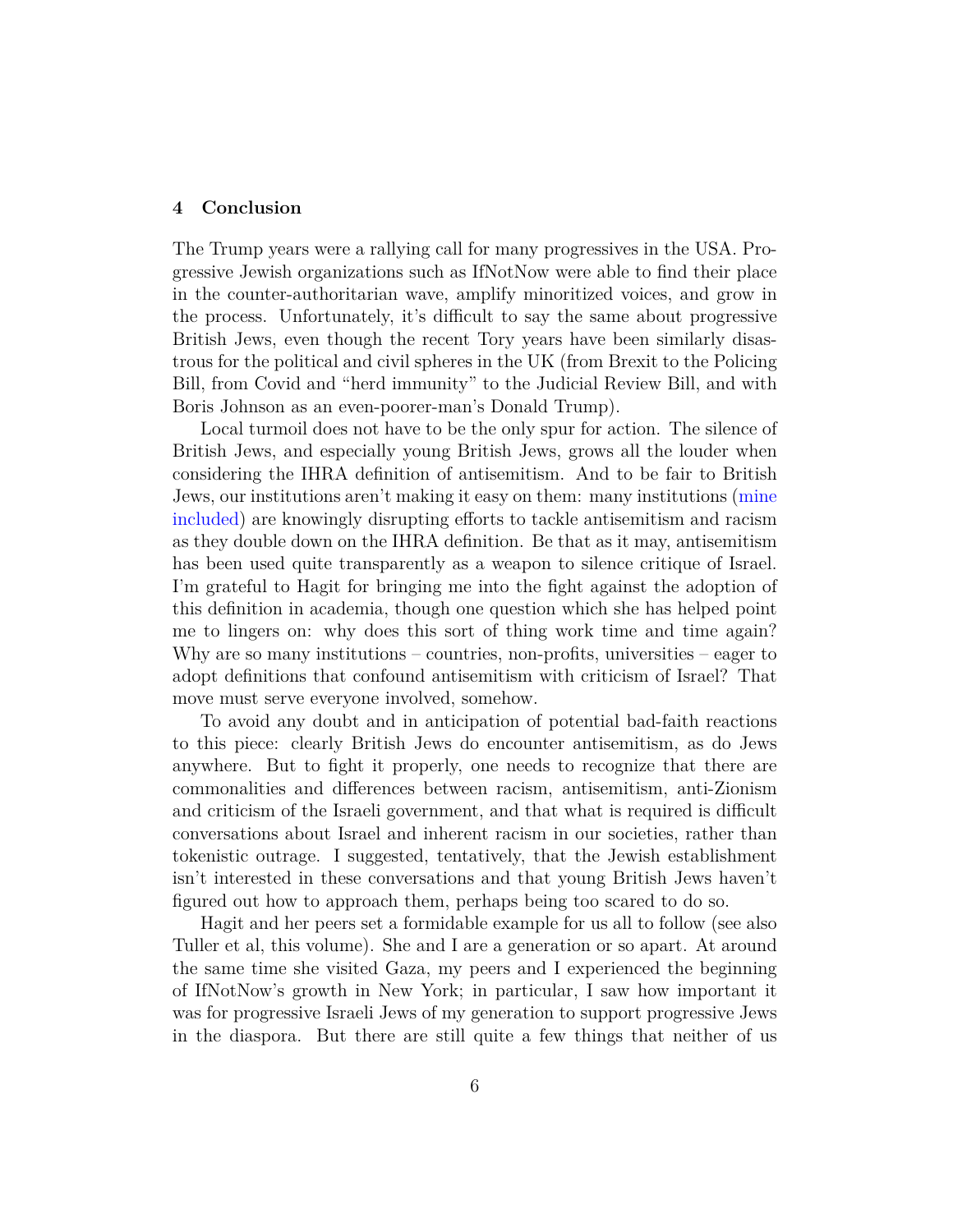## 4 Conclusion

The Trump years were a rallying call for many progressives in the USA. Progressive Jewish organizations such as IfNotNow were able to find their place in the counter-authoritarian wave, amplify minoritized voices, and grow in the process. Unfortunately, it's difficult to say the same about progressive British Jews, even though the recent Tory years have been similarly disastrous for the political and civil spheres in the UK (from Brexit to the Policing Bill, from Covid and "herd immunity" to the Judicial Review Bill, and with Boris Johnson as an even-poorer-man's Donald Trump).

Local turmoil does not have to be the only spur for action. The silence of British Jews, and especially young British Jews, grows all the louder when considering the IHRA definition of antisemitism. And to be fair to British Jews, our institutions aren't making it easy on them: many institutions (mine included) are knowingly disrupting efforts to tackle antisemitism and racism as they double down on the IHRA definition. Be that as it may, antisemitism has been used quite transparently as a weapon to silence critique of Israel. I'm grateful to Hagit for bringing me into the fight against the adoption of this definition in academia, though one question which she has helped point me to lingers on: why does this sort of thing work time and time again? Why are so many institutions – countries, non-profits, universities – eager to adopt definitions that confound antisemitism with criticism of Israel? That move must serve everyone involved, somehow.

To avoid any doubt and in anticipation of potential bad-faith reactions to this piece: clearly British Jews do encounter antisemitism, as do Jews anywhere. But to fight it properly, one needs to recognize that there are commonalities and differences between racism, antisemitism, anti-Zionism and criticism of the Israeli government, and that what is required is difficult conversations about Israel and inherent racism in our societies, rather than tokenistic outrage. I suggested, tentatively, that the Jewish establishment isn't interested in these conversations and that young British Jews haven't figured out how to approach them, perhaps being too scared to do so.

Hagit and her peers set a formidable example for us all to follow (see also Tuller et al, this volume). She and I are a generation or so apart. At around the same time she visited Gaza, my peers and I experienced the beginning of IfNotNow's growth in New York; in particular, I saw how important it was for progressive Israeli Jews of my generation to support progressive Jews in the diaspora. But there are still quite a few things that neither of us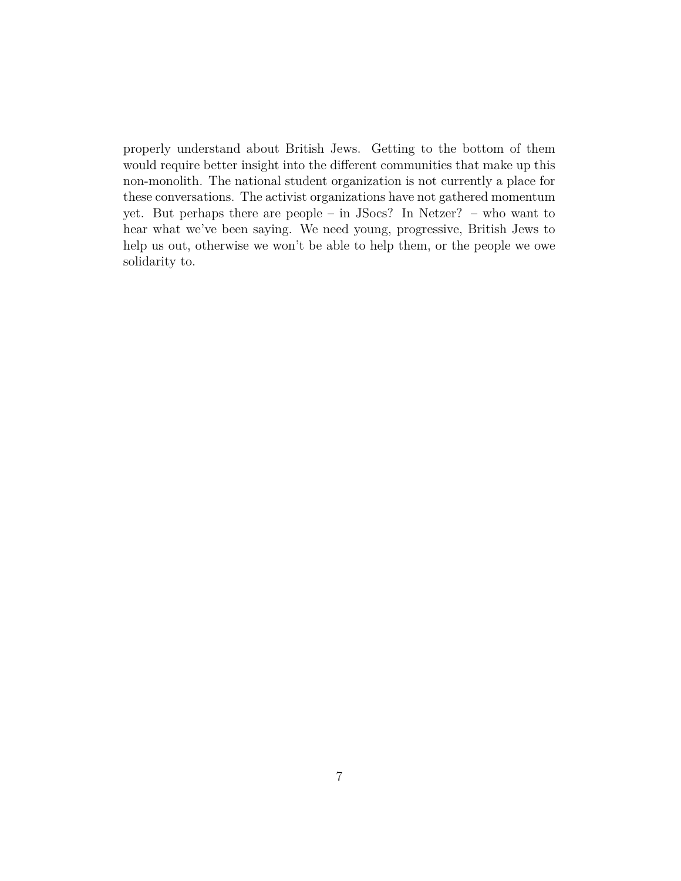properly understand about British Jews. Getting to the bottom of them would require better insight into the different communities that make up this non-monolith. The national student organization is not currently a place for these conversations. The activist organizations have not gathered momentum yet. But perhaps there are people – in JSocs? In Netzer? – who want to hear what we've been saying. We need young, progressive, British Jews to help us out, otherwise we won't be able to help them, or the people we owe solidarity to.